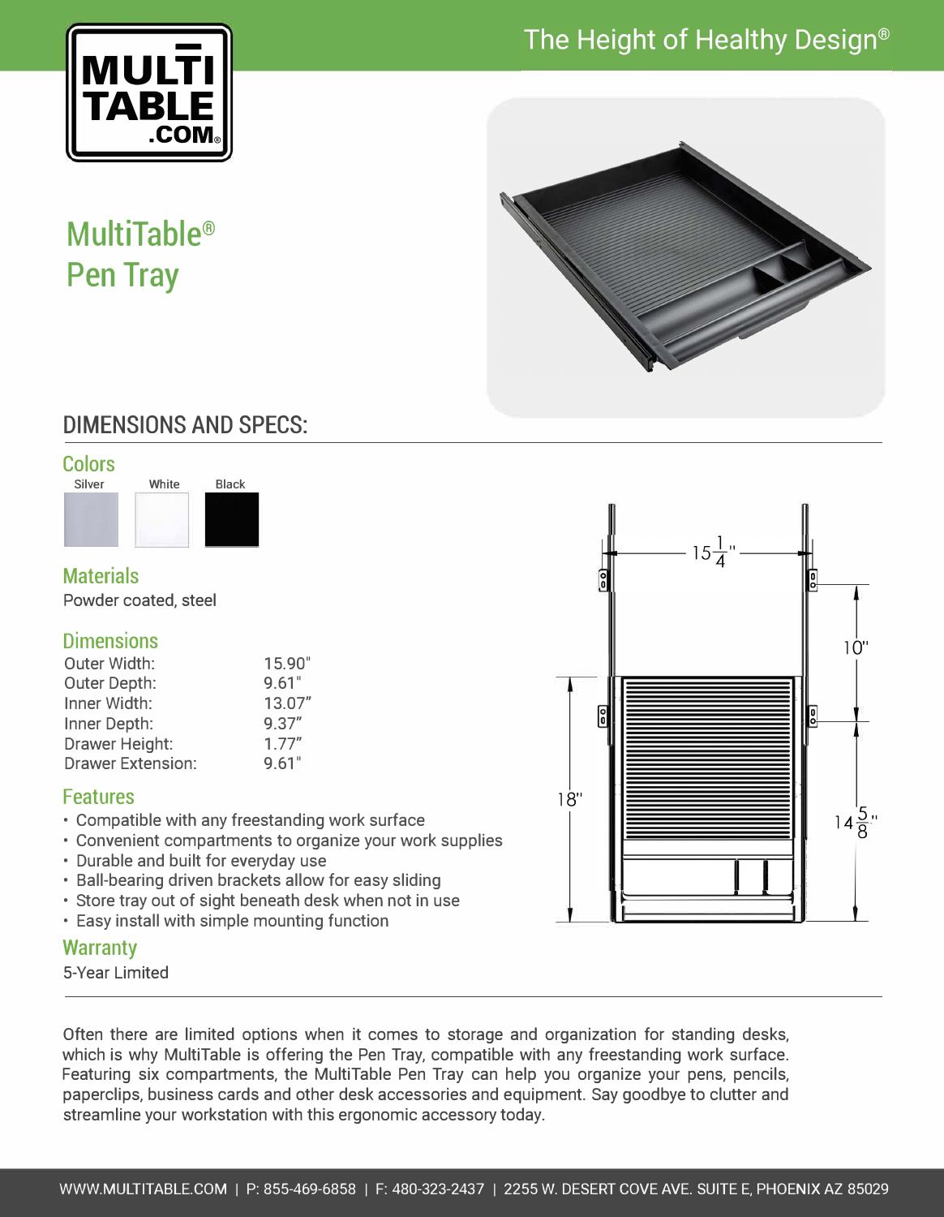# MultiTable® Pen Tray

The Height of Healthy Design®

## DIMENSIONS AND SPECS:

### Colors

Silver | White | Black

### Materials

Powder coated, steel

### Dimensions

| | |
|---|---|
| Outer Width: | 15.90" |
| Outer Depth: | 9.61" |
| Inner Width: | 13.07" |
| Inner Depth: | 9.37" |
| Drawer Height: | 1.77" |
| Drawer Extension: | 9.61" |

### Features

- Compatible with any freestanding work surface
- Convenient compartments to organize your work supplies
- Durable and built for everyday use
- Ball-bearing driven brackets allow for easy sliding
- Store tray out of sight beneath desk when not in use
- Easy install with simple mounting function

### Warranty

5-Year Limited

$15\frac{1}{4}$" | 10" | 18" | $14\frac{5}{8}$"

Often there are limited options when it comes to storage and organization for standing desks, which is why MultiTable is offering the Pen Tray, compatible with any freestanding work surface. Featuring six compartments, the MultiTable Pen Tray can help you organize your pens, pencils, paperclips, business cards and other desk accessories and equipment. Say goodbye to clutter and streamline your workstation with this ergonomic accessory today.

WWW.MULTITABLE.COM | P: 855-469-6858 | F: 480-323-2437 | 2255 W. DESERT COVE AVE. SUITE E, PHOENIX AZ 85029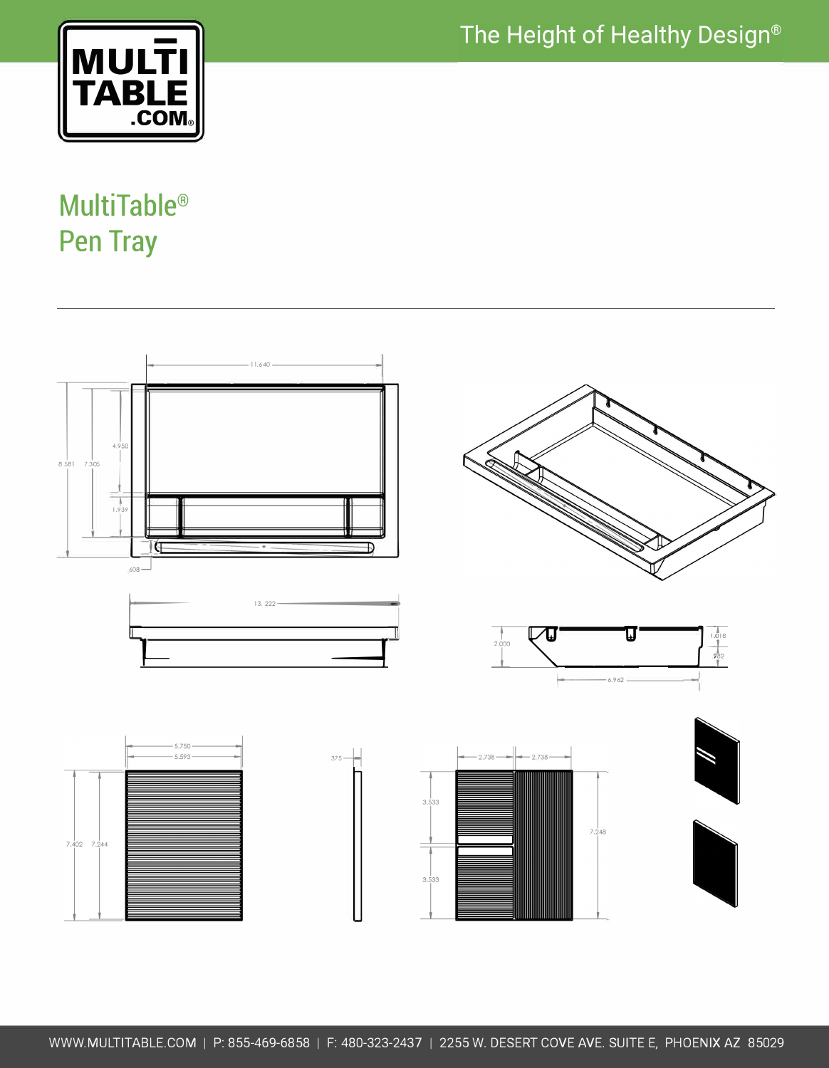# MultiTable®
# Pen Tray

11.640

8.581

7.305

4.950

1.939

.608

13. 222

2.000

1.018

.982

6.962

5.750

5.593

7.402

7.244

.375

2.738

2.738

3.533

3.533

7.248

WWW.MULTITABLE.COM | P: 855-469-6858 | F: 480-323-2437 | 2255 W. DESERT COVE AVE. SUITE E, PHOENIX AZ 85029